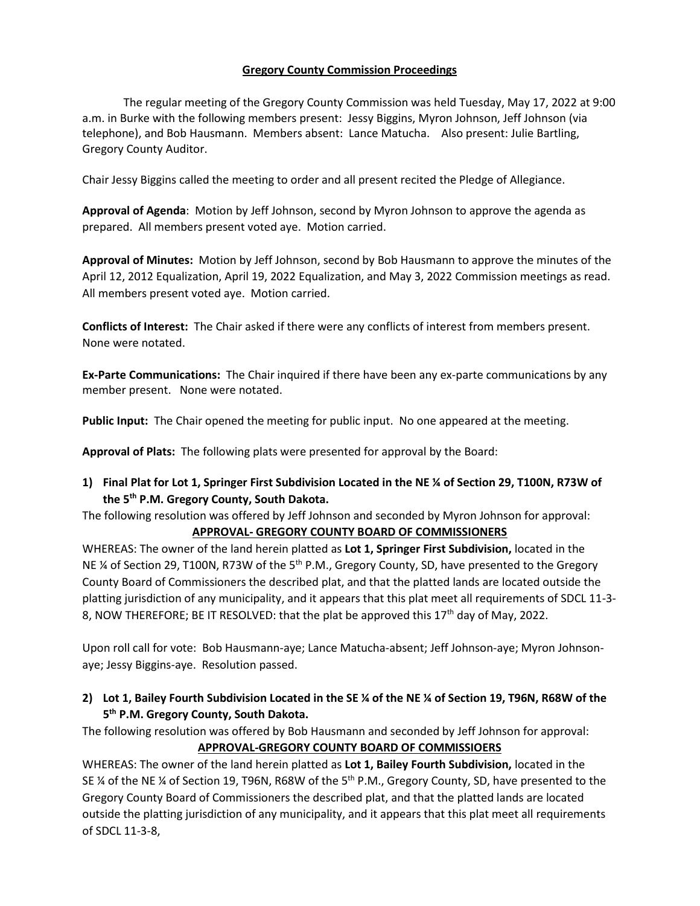**Gregory County Commission Proceedings**

The regular meeting of the Gregory County Commission was held Tuesday, May 17, 2022 at 9:00 a.m. in Burke with the following members present: Jessy Biggins, Myron Johnson, Jeff Johnson (via telephone), and Bob Hausmann. Members absent: Lance Matucha. Also present: Julie Bartling, Gregory County Auditor.

Chair Jessy Biggins called the meeting to order and all present recited the Pledge of Allegiance.

**Approval of Agenda**: Motion by Jeff Johnson, second by Myron Johnson to approve the agenda as prepared. All members present voted aye. Motion carried.

**Approval of Minutes:** Motion by Jeff Johnson, second by Bob Hausmann to approve the minutes of the April 12, 2012 Equalization, April 19, 2022 Equalization, and May 3, 2022 Commission meetings as read. All members present voted aye. Motion carried.

**Conflicts of Interest:** The Chair asked if there were any conflicts of interest from members present. None were notated.

**Ex-Parte Communications:** The Chair inquired if there have been any ex-parte communications by any member present. None were notated.

**Public Input:** The Chair opened the meeting for public input. No one appeared at the meeting.

**Approval of Plats:** The following plats were presented for approval by the Board:

1) **Final Plat for Lot 1, Springer First Subdivision Located in the NE ¼ of Section 29, T100N, R73W of the 5th P.M. Gregory County, South Dakota.**

The following resolution was offered by Jeff Johnson and seconded by Myron Johnson for approval:

**APPROVAL- GREGORY COUNTY BOARD OF COMMISSIONERS**

WHEREAS: The owner of the land herein platted as **Lot 1, Springer First Subdivision,** located in the NE ¼ of Section 29, T100N, R73W of the 5th P.M., Gregory County, SD, have presented to the Gregory County Board of Commissioners the described plat, and that the platted lands are located outside the platting jurisdiction of any municipality, and it appears that this plat meet all requirements of SDCL 11-3-8, NOW THEREFORE; BE IT RESOLVED: that the plat be approved this 17th day of May, 2022.

Upon roll call for vote: Bob Hausmann-aye; Lance Matucha-absent; Jeff Johnson-aye; Myron Johnson-aye; Jessy Biggins-aye. Resolution passed.

2) **Lot 1, Bailey Fourth Subdivision Located in the SE ¼ of the NE ¼ of Section 19, T96N, R68W of the 5th P.M. Gregory County, South Dakota.**

The following resolution was offered by Bob Hausmann and seconded by Jeff Johnson for approval:

**APPROVAL-GREGORY COUNTY BOARD OF COMMISSIOERS**

WHEREAS: The owner of the land herein platted as **Lot 1, Bailey Fourth Subdivision,** located in the SE ¼ of the NE ¼ of Section 19, T96N, R68W of the 5th P.M., Gregory County, SD, have presented to the Gregory County Board of Commissioners the described plat, and that the platted lands are located outside the platting jurisdiction of any municipality, and it appears that this plat meet all requirements of SDCL 11-3-8,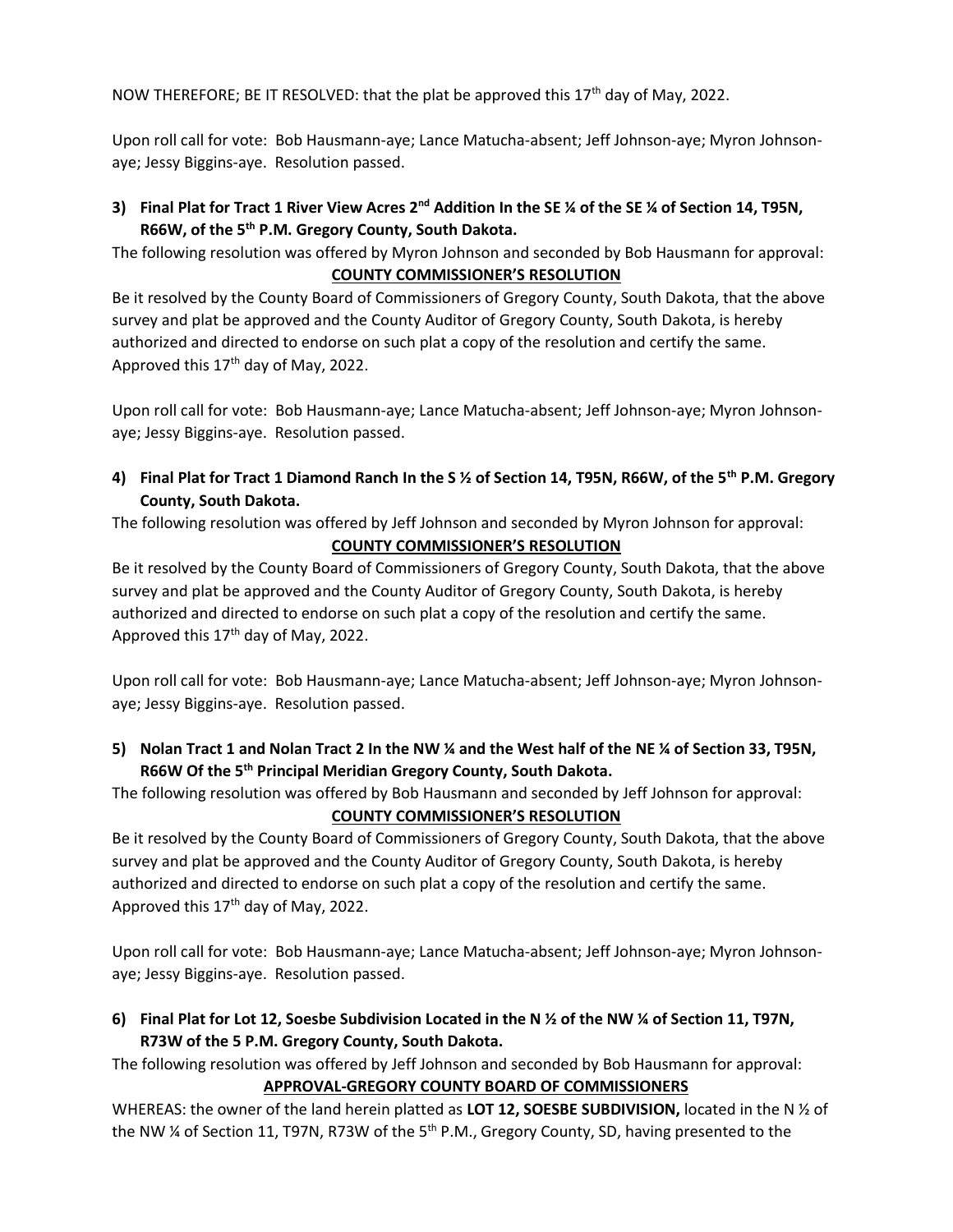NOW THEREFORE; BE IT RESOLVED: that the plat be approved this 17th day of May, 2022.

Upon roll call for vote: Bob Hausmann-aye; Lance Matucha-absent; Jeff Johnson-aye; Myron Johnson-aye; Jessy Biggins-aye. Resolution passed.

**3) Final Plat for Tract 1 River View Acres 2nd Addition In the SE ¼ of the SE ¼ of Section 14, T95N, R66W, of the 5th P.M. Gregory County, South Dakota.**

The following resolution was offered by Myron Johnson and seconded by Bob Hausmann for approval:

**COUNTY COMMISSIONER'S RESOLUTION**

Be it resolved by the County Board of Commissioners of Gregory County, South Dakota, that the above survey and plat be approved and the County Auditor of Gregory County, South Dakota, is hereby authorized and directed to endorse on such plat a copy of the resolution and certify the same. Approved this 17th day of May, 2022.

Upon roll call for vote: Bob Hausmann-aye; Lance Matucha-absent; Jeff Johnson-aye; Myron Johnson-aye; Jessy Biggins-aye. Resolution passed.

**4) Final Plat for Tract 1 Diamond Ranch In the S ½ of Section 14, T95N, R66W, of the 5th P.M. Gregory County, South Dakota.**

The following resolution was offered by Jeff Johnson and seconded by Myron Johnson for approval:

**COUNTY COMMISSIONER'S RESOLUTION**

Be it resolved by the County Board of Commissioners of Gregory County, South Dakota, that the above survey and plat be approved and the County Auditor of Gregory County, South Dakota, is hereby authorized and directed to endorse on such plat a copy of the resolution and certify the same. Approved this 17th day of May, 2022.

Upon roll call for vote: Bob Hausmann-aye; Lance Matucha-absent; Jeff Johnson-aye; Myron Johnson-aye; Jessy Biggins-aye. Resolution passed.

**5) Nolan Tract 1 and Nolan Tract 2 In the NW ¼ and the West half of the NE ¼ of Section 33, T95N, R66W Of the 5th Principal Meridian Gregory County, South Dakota.**

The following resolution was offered by Bob Hausmann and seconded by Jeff Johnson for approval:

**COUNTY COMMISSIONER'S RESOLUTION**

Be it resolved by the County Board of Commissioners of Gregory County, South Dakota, that the above survey and plat be approved and the County Auditor of Gregory County, South Dakota, is hereby authorized and directed to endorse on such plat a copy of the resolution and certify the same. Approved this 17th day of May, 2022.

Upon roll call for vote: Bob Hausmann-aye; Lance Matucha-absent; Jeff Johnson-aye; Myron Johnson-aye; Jessy Biggins-aye. Resolution passed.

**6) Final Plat for Lot 12, Soesbe Subdivision Located in the N ½ of the NW ¼ of Section 11, T97N, R73W of the 5 P.M. Gregory County, South Dakota.**

The following resolution was offered by Jeff Johnson and seconded by Bob Hausmann for approval:

**APPROVAL-GREGORY COUNTY BOARD OF COMMISSIONERS**

WHEREAS: the owner of the land herein platted as **LOT 12, SOESBE SUBDIVISION,** located in the N ½ of the NW ¼ of Section 11, T97N, R73W of the 5th P.M., Gregory County, SD, having presented to the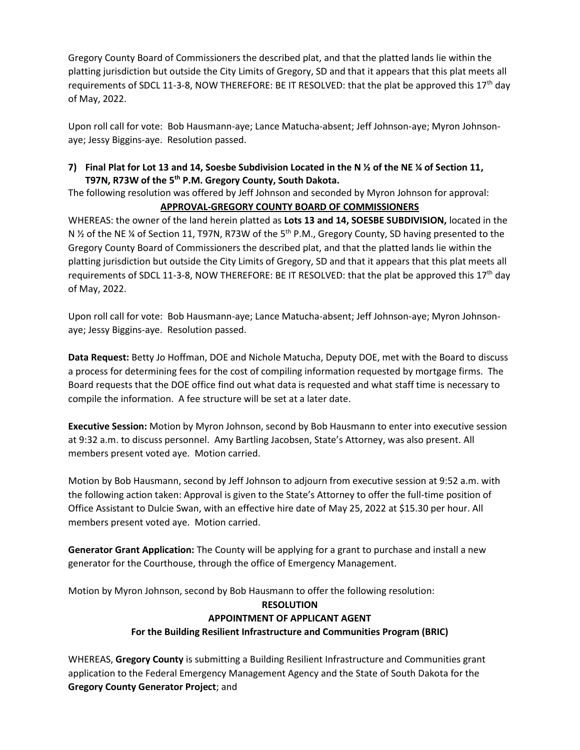Gregory County Board of Commissioners the described plat, and that the platted lands lie within the platting jurisdiction but outside the City Limits of Gregory, SD and that it appears that this plat meets all requirements of SDCL 11-3-8, NOW THEREFORE: BE IT RESOLVED: that the plat be approved this 17th day of May, 2022.

Upon roll call for vote: Bob Hausmann-aye; Lance Matucha-absent; Jeff Johnson-aye; Myron Johnson-aye; Jessy Biggins-aye. Resolution passed.

**7) Final Plat for Lot 13 and 14, Soesbe Subdivision Located in the N ½ of the NE ¼ of Section 11, T97N, R73W of the 5th P.M. Gregory County, South Dakota.**

The following resolution was offered by Jeff Johnson and seconded by Myron Johnson for approval:

**APPROVAL-GREGORY COUNTY BOARD OF COMMISSIONERS**

WHEREAS: the owner of the land herein platted as **Lots 13 and 14, SOESBE SUBDIVISION,** located in the N ½ of the NE ¼ of Section 11, T97N, R73W of the 5th P.M., Gregory County, SD having presented to the Gregory County Board of Commissioners the described plat, and that the platted lands lie within the platting jurisdiction but outside the City Limits of Gregory, SD and that it appears that this plat meets all requirements of SDCL 11-3-8, NOW THEREFORE: BE IT RESOLVED: that the plat be approved this 17th day of May, 2022.

Upon roll call for vote: Bob Hausmann-aye; Lance Matucha-absent; Jeff Johnson-aye; Myron Johnson-aye; Jessy Biggins-aye. Resolution passed.

**Data Request:** Betty Jo Hoffman, DOE and Nichole Matucha, Deputy DOE, met with the Board to discuss a process for determining fees for the cost of compiling information requested by mortgage firms. The Board requests that the DOE office find out what data is requested and what staff time is necessary to compile the information. A fee structure will be set at a later date.

**Executive Session:** Motion by Myron Johnson, second by Bob Hausmann to enter into executive session at 9:32 a.m. to discuss personnel. Amy Bartling Jacobsen, State's Attorney, was also present. All members present voted aye. Motion carried.

Motion by Bob Hausmann, second by Jeff Johnson to adjourn from executive session at 9:52 a.m. with the following action taken: Approval is given to the State's Attorney to offer the full-time position of Office Assistant to Dulcie Swan, with an effective hire date of May 25, 2022 at $15.30 per hour. All members present voted aye. Motion carried.

**Generator Grant Application:** The County will be applying for a grant to purchase and install a new generator for the Courthouse, through the office of Emergency Management.

Motion by Myron Johnson, second by Bob Hausmann to offer the following resolution:

**RESOLUTION**

**APPOINTMENT OF APPLICANT AGENT**

**For the Building Resilient Infrastructure and Communities Program (BRIC)**

WHEREAS, **Gregory County** is submitting a Building Resilient Infrastructure and Communities grant application to the Federal Emergency Management Agency and the State of South Dakota for the **Gregory County Generator Project**; and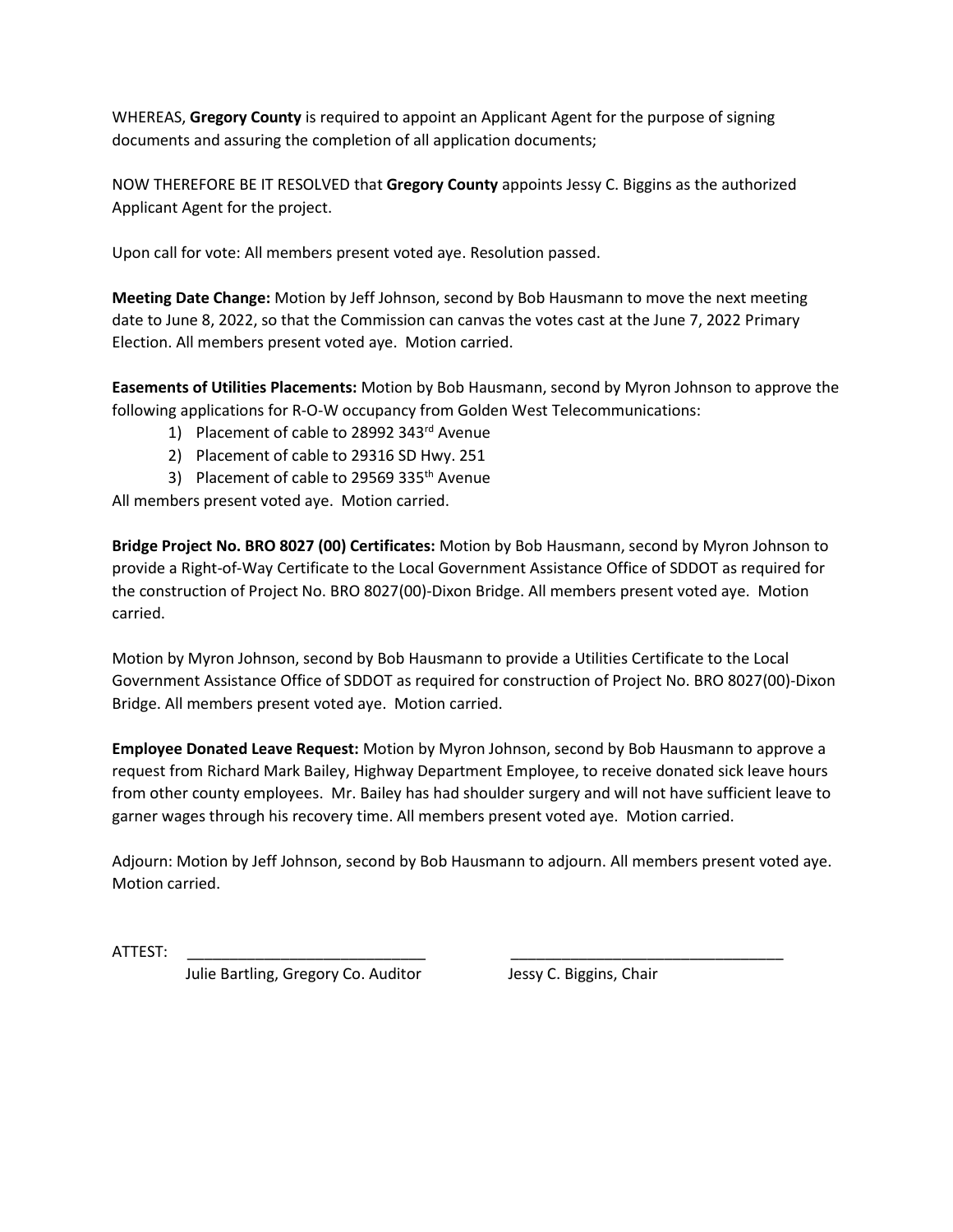WHEREAS, **Gregory County** is required to appoint an Applicant Agent for the purpose of signing documents and assuring the completion of all application documents;

NOW THEREFORE BE IT RESOLVED that **Gregory County** appoints Jessy C. Biggins as the authorized Applicant Agent for the project.

Upon call for vote: All members present voted aye. Resolution passed.

**Meeting Date Change:** Motion by Jeff Johnson, second by Bob Hausmann to move the next meeting date to June 8, 2022, so that the Commission can canvas the votes cast at the June 7, 2022 Primary Election. All members present voted aye. Motion carried.

**Easements of Utilities Placements:** Motion by Bob Hausmann, second by Myron Johnson to approve the following applications for R-O-W occupancy from Golden West Telecommunications:

1) Placement of cable to 28992 343rd Avenue
2) Placement of cable to 29316 SD Hwy. 251
3) Placement of cable to 29569 335th Avenue

All members present voted aye. Motion carried.

**Bridge Project No. BRO 8027 (00) Certificates:** Motion by Bob Hausmann, second by Myron Johnson to provide a Right-of-Way Certificate to the Local Government Assistance Office of SDDOT as required for the construction of Project No. BRO 8027(00)-Dixon Bridge. All members present voted aye. Motion carried.

Motion by Myron Johnson, second by Bob Hausmann to provide a Utilities Certificate to the Local Government Assistance Office of SDDOT as required for construction of Project No. BRO 8027(00)-Dixon Bridge. All members present voted aye. Motion carried.

**Employee Donated Leave Request:** Motion by Myron Johnson, second by Bob Hausmann to approve a request from Richard Mark Bailey, Highway Department Employee, to receive donated sick leave hours from other county employees. Mr. Bailey has had shoulder surgery and will not have sufficient leave to garner wages through his recovery time. All members present voted aye. Motion carried.

Adjourn: Motion by Jeff Johnson, second by Bob Hausmann to adjourn. All members present voted aye. Motion carried.

ATTEST: ____________________________ ________________________________

Julie Bartling, Gregory Co. Auditor Jessy C. Biggins, Chair